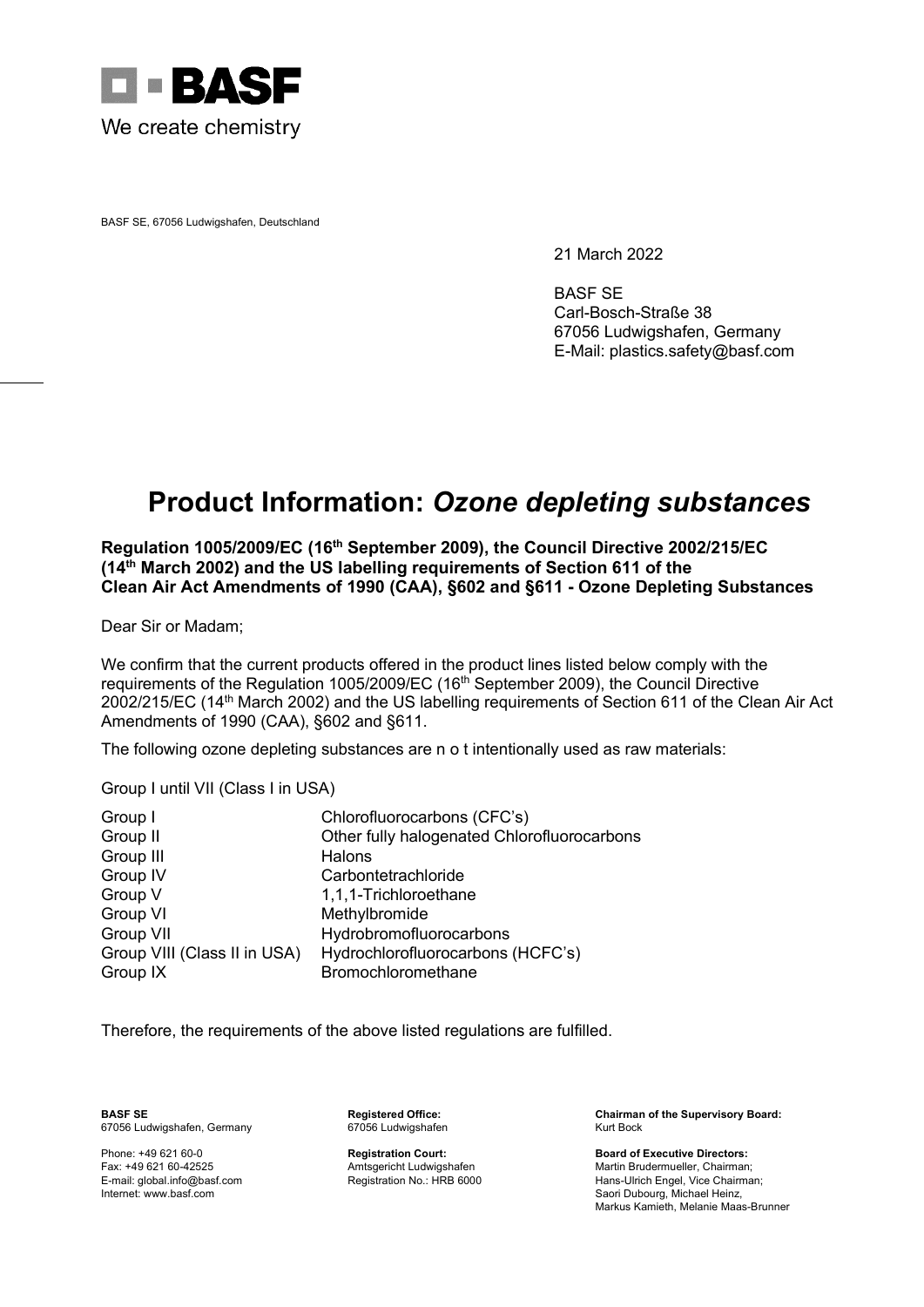BASF

We create chemistry

BASF SE, 67056 Ludwigshafen, Deutschland

21 March 2022

BASF SE
Carl-Bosch-Straße 38
67056 Ludwigshafen, Germany
E-Mail: plastics.safety@basf.com

# Product Information: *Ozone depleting substances*

**Regulation 1005/2009/EC (16th September 2009), the Council Directive 2002/215/EC (14th March 2002) and the US labelling requirements of Section 611 of the Clean Air Act Amendments of 1990 (CAA), §602 and §611 - Ozone Depleting Substances**

Dear Sir or Madam;

We confirm that the current products offered in the product lines listed below comply with the requirements of the Regulation 1005/2009/EC (16th September 2009), the Council Directive 2002/215/EC (14th March 2002) and the US labelling requirements of Section 611 of the Clean Air Act Amendments of 1990 (CAA), §602 and §611.

The following ozone depleting substances are n o t intentionally used as raw materials:

Group I until VII (Class I in USA)

| | |
|---|---|
| Group I | Chlorofluorocarbons (CFC's) |
| Group II | Other fully halogenated Chlorofluorocarbons |
| Group III | Halons |
| Group IV | Carbontetrachloride |
| Group V | 1,1,1-Trichloroethane |
| Group VI | Methylbromide |
| Group VII | Hydrobromofluorocarbons |
| Group VIII (Class II in USA) | Hydrochlorofluorocarbons (HCFC's) |
| Group IX | Bromochloromethane |

Therefore, the requirements of the above listed regulations are fulfilled.

**BASF SE**
67056 Ludwigshafen, Germany

Phone: +49 621 60-0
Fax: +49 621 60-42525
E-mail: global.info@basf.com
Internet: www.basf.com

**Registered Office:**
67056 Ludwigshafen

**Registration Court:**
Amtsgericht Ludwigshafen
Registration No.: HRB 6000

**Chairman of the Supervisory Board:**
Kurt Bock

**Board of Executive Directors:**
Martin Brudermueller, Chairman;
Hans-Ulrich Engel, Vice Chairman;
Saori Dubourg, Michael Heinz,
Markus Kamieth, Melanie Maas-Brunner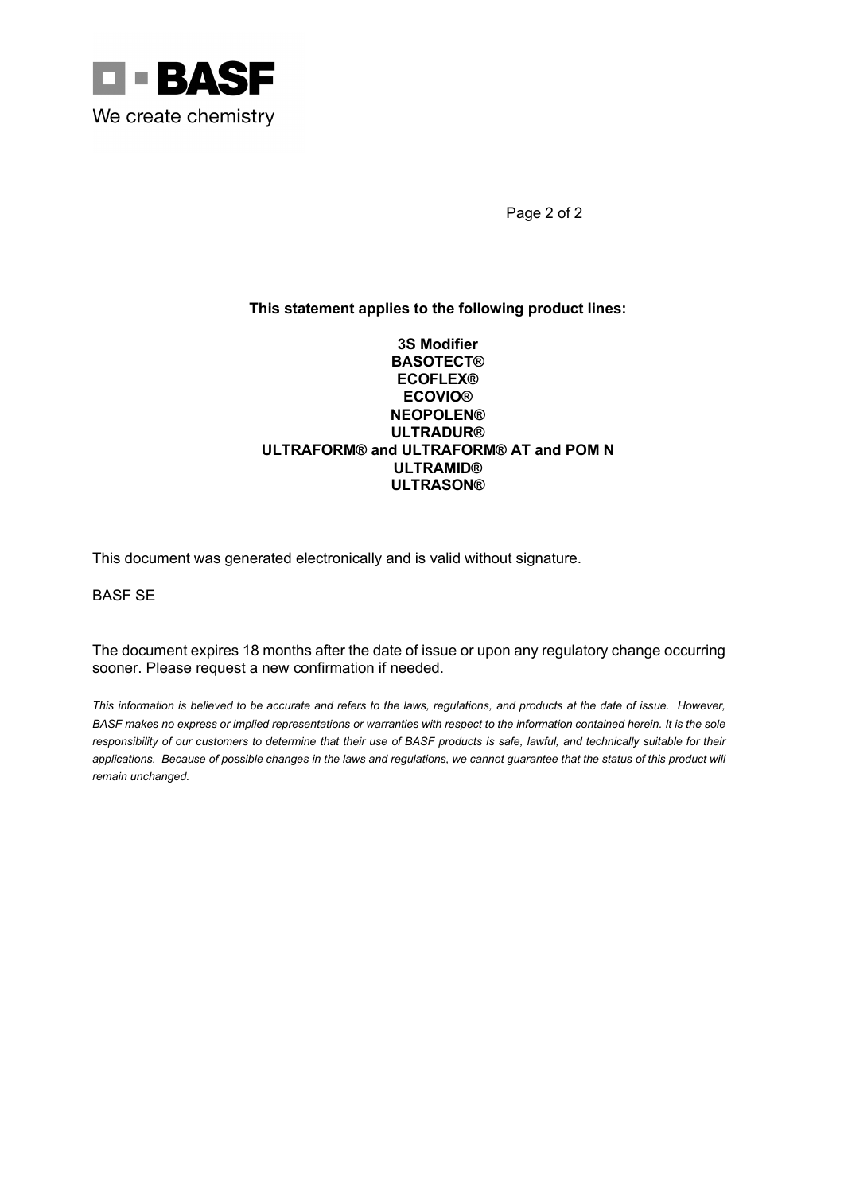**This statement applies to the following product lines:**

**3S Modifier**
**BASOTECT®**
**ECOFLEX®**
**ECOVIO®**
**NEOPOLEN®**
**ULTRADUR®**
**ULTRAFORM® and ULTRAFORM® AT and POM N**
**ULTRAMID®**
**ULTRASON®**

This document was generated electronically and is valid without signature.

BASF SE

The document expires 18 months after the date of issue or upon any regulatory change occurring sooner. Please request a new confirmation if needed.

*This information is believed to be accurate and refers to the laws, regulations, and products at the date of issue. However, BASF makes no express or implied representations or warranties with respect to the information contained herein. It is the sole responsibility of our customers to determine that their use of BASF products is safe, lawful, and technically suitable for their applications. Because of possible changes in the laws and regulations, we cannot guarantee that the status of this product will remain unchanged.*